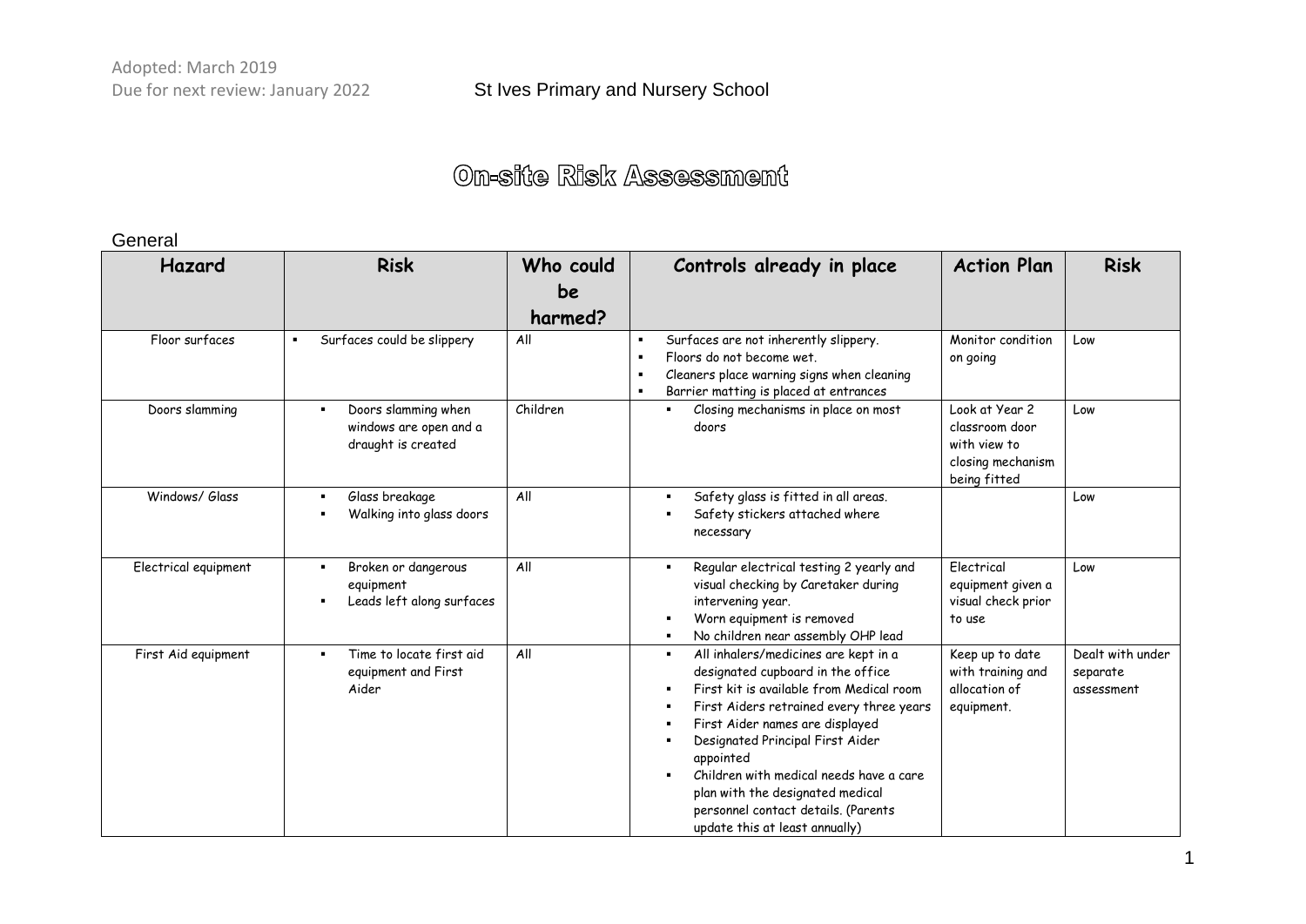Adopted: March 2019
Due for next review: January 2022

St Ives Primary and Nursery School

# On-site Risk Assessment

General

| Hazard | Risk | Who could be harmed? | Controls already in place | Action Plan | Risk |
|---|---|---|---|---|---|
| Floor surfaces | ▪ Surfaces could be slippery | All | ▪ Surfaces are not inherently slippery.<br>▪ Floors do not become wet.<br>▪ Cleaners place warning signs when cleaning<br>▪ Barrier matting is placed at entrances | Monitor condition on going | Low |
| Doors slamming | ▪ Doors slamming when windows are open and a draught is created | Children | ▪ Closing mechanisms in place on most doors | Look at Year 2 classroom door with view to closing mechanism being fitted | Low |
| Windows/ Glass | ▪ Glass breakage<br>▪ Walking into glass doors | All | ▪ Safety glass is fitted in all areas.<br>▪ Safety stickers attached where necessary | | Low |
| Electrical equipment | ▪ Broken or dangerous equipment<br>▪ Leads left along surfaces | All | ▪ Regular electrical testing 2 yearly and visual checking by Caretaker during intervening year.<br>▪ Worn equipment is removed<br>▪ No children near assembly OHP lead | Electrical equipment given a visual check prior to use | Low |
| First Aid equipment | ▪ Time to locate first aid equipment and First Aider | All | ▪ All inhalers/medicines are kept in a designated cupboard in the office<br>▪ First kit is available from Medical room<br>▪ First Aiders retrained every three years<br>▪ First Aider names are displayed<br>▪ Designated Principal First Aider appointed<br>▪ Children with medical needs have a care plan with the designated medical personnel contact details. (Parents update this at least annually) | Keep up to date with training and allocation of equipment. | Dealt with under separate assessment |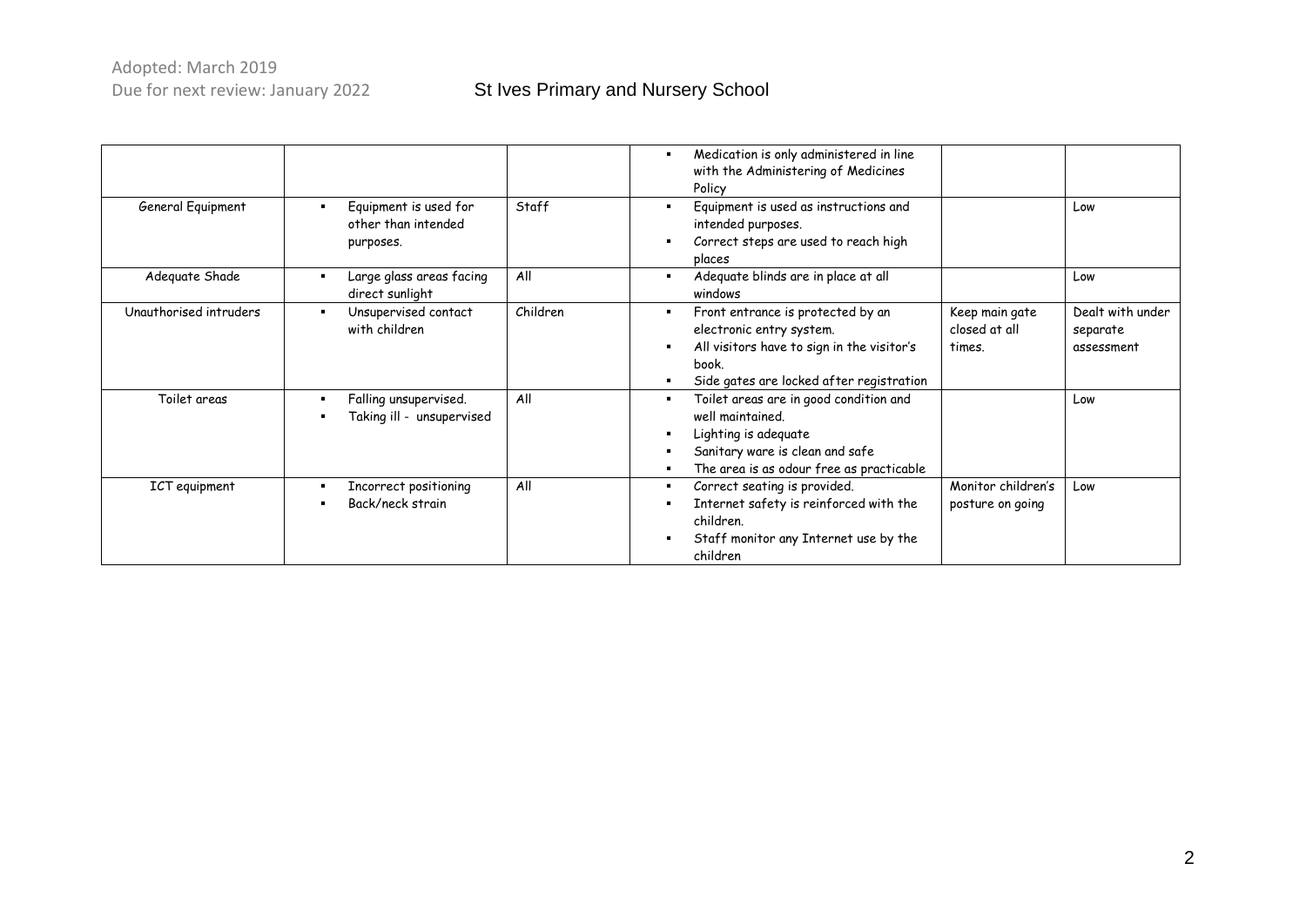| | | | | | |
|---|---|---|---|---|---|
| | | | ▪ Medication is only administered in line with the Administering of Medicines Policy | | |
| General Equipment | ▪ Equipment is used for other than intended purposes. | Staff | ▪ Equipment is used as instructions and intended purposes.<br>▪ Correct steps are used to reach high places | | Low |
| Adequate Shade | ▪ Large glass areas facing direct sunlight | All | ▪ Adequate blinds are in place at all windows | | Low |
| Unauthorised intruders | ▪ Unsupervised contact with children | Children | ▪ Front entrance is protected by an electronic entry system.<br>▪ All visitors have to sign in the visitor's book.<br>▪ Side gates are locked after registration | Keep main gate closed at all times. | Dealt with under separate assessment |
| Toilet areas | ▪ Falling unsupervised.<br>▪ Taking ill - unsupervised | All | ▪ Toilet areas are in good condition and well maintained.<br>▪ Lighting is adequate<br>▪ Sanitary ware is clean and safe<br>▪ The area is as odour free as practicable | | Low |
| ICT equipment | ▪ Incorrect positioning<br>▪ Back/neck strain | All | ▪ Correct seating is provided.<br>▪ Internet safety is reinforced with the children.<br>▪ Staff monitor any Internet use by the children | Monitor children's posture on going | Low |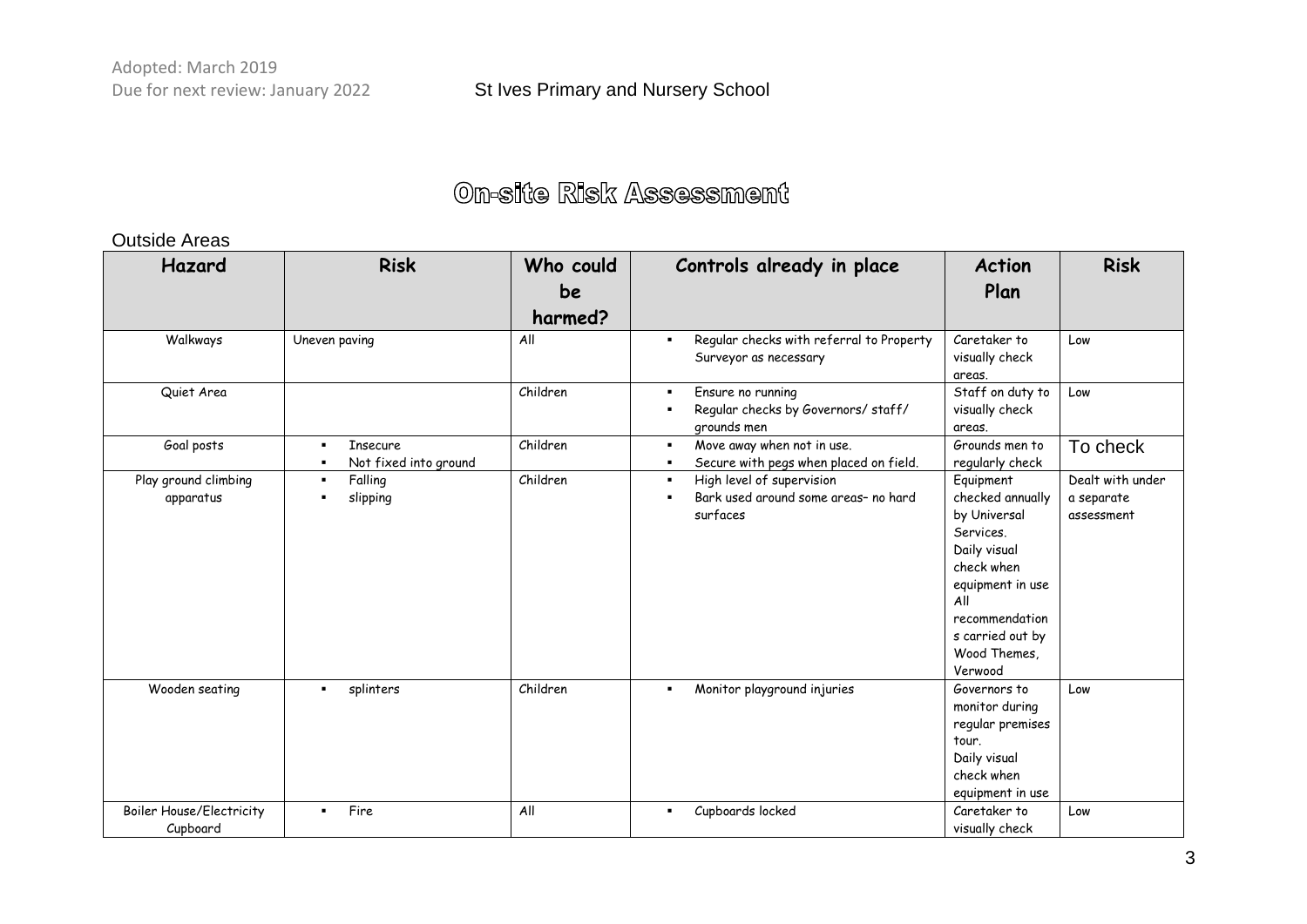# On-site Risk Assessment

Outside Areas

| Hazard | Risk | Who could be harmed? | Controls already in place | Action Plan | Risk |
|---|---|---|---|---|---|
| Walkways | Uneven paving | All | ▪ Regular checks with referral to Property Surveyor as necessary | Caretaker to visually check areas. | Low |
| Quiet Area | | Children | ▪ Ensure no running<br>▪ Regular checks by Governors/ staff/ grounds men | Staff on duty to visually check areas. | Low |
| Goal posts | ▪ Insecure<br>▪ Not fixed into ground | Children | ▪ Move away when not in use.<br>▪ Secure with pegs when placed on field. | Grounds men to regularly check | To check |
| Play ground climbing apparatus | ▪ Falling<br>▪ slipping | Children | ▪ High level of supervision<br>▪ Bark used around some areas– no hard surfaces | Equipment checked annually by Universal Services. Daily visual check when equipment in use All recommendations carried out by Wood Themes, Verwood | Dealt with under a separate assessment |
| Wooden seating | ▪ splinters | Children | ▪ Monitor playground injuries | Governors to monitor during regular premises tour. Daily visual check when equipment in use | Low |
| Boiler House/Electricity Cupboard | ▪ Fire | All | ▪ Cupboards locked | Caretaker to visually check | Low |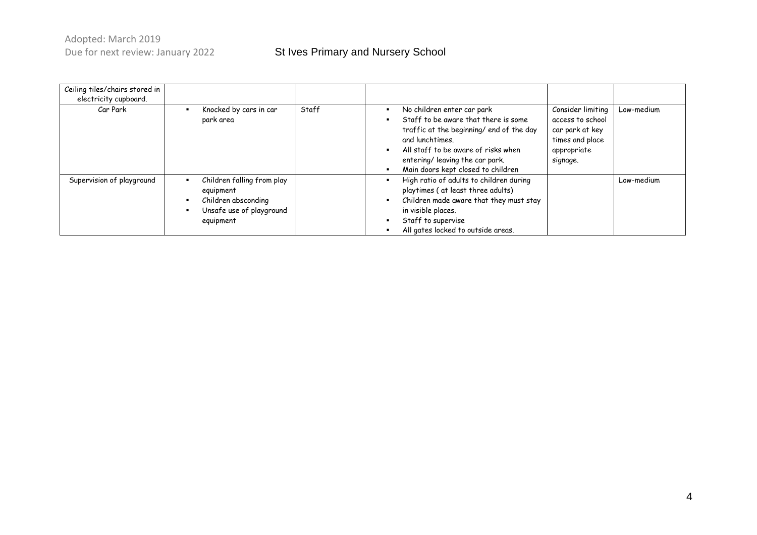| Ceiling tiles/chairs stored in electricity cupboard. | | | | | |
|---|---|---|---|---|---|
| Car Park | ▪ Knocked by cars in car park area | Staff | ▪ No children enter car park<br>▪ Staff to be aware that there is some traffic at the beginning/ end of the day and lunchtimes.<br>▪ All staff to be aware of risks when entering/ leaving the car park.<br>▪ Main doors kept closed to children | Consider limiting access to school car park at key times and place appropriate signage. | Low-medium |
| Supervision of playground | ▪ Children falling from play equipment<br>▪ Children absconding<br>▪ Unsafe use of playground equipment | | ▪ High ratio of adults to children during playtimes ( at least three adults)<br>▪ Children made aware that they must stay in visible places.<br>▪ Staff to supervise<br>▪ All gates locked to outside areas. | | Low-medium |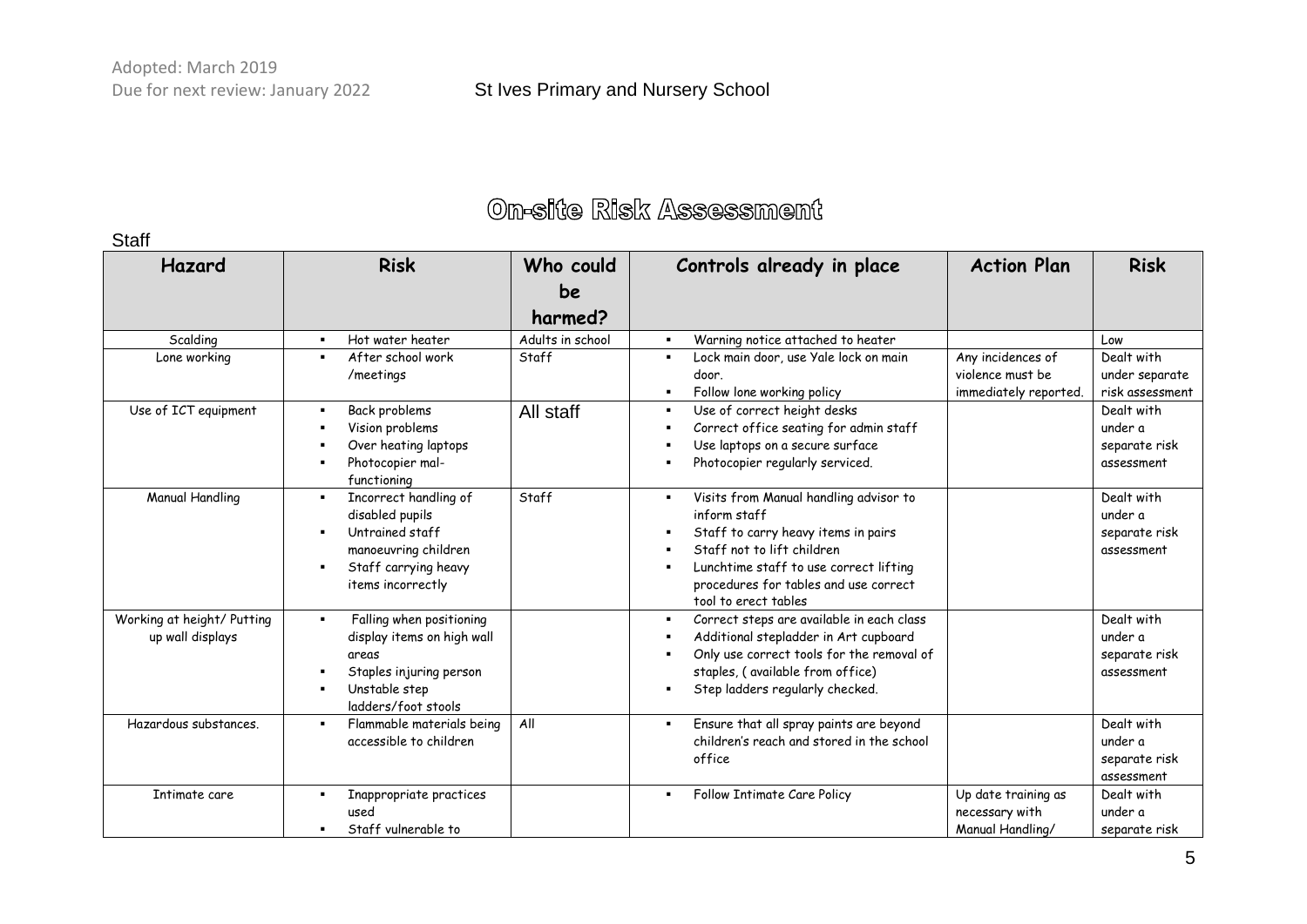# On-site Risk Assessment

Staff

| Hazard | Risk | Who could be harmed? | Controls already in place | Action Plan | Risk |
|---|---|---|---|---|---|
| Scalding | ▪ Hot water heater | Adults in school | ▪ Warning notice attached to heater | | Low |
| Lone working | ▪ After school work /meetings | Staff | ▪ Lock main door, use Yale lock on main door.<br>▪ Follow lone working policy | Any incidences of violence must be immediately reported. | Dealt with under separate risk assessment |
| Use of ICT equipment | ▪ Back problems<br>▪ Vision problems<br>▪ Over heating laptops<br>▪ Photocopier mal-functioning | All staff | ▪ Use of correct height desks<br>▪ Correct office seating for admin staff<br>▪ Use laptops on a secure surface<br>▪ Photocopier regularly serviced. | | Dealt with under a separate risk assessment |
| Manual Handling | ▪ Incorrect handling of disabled pupils<br>▪ Untrained staff manoeuvring children<br>▪ Staff carrying heavy items incorrectly | Staff | ▪ Visits from Manual handling advisor to inform staff<br>▪ Staff to carry heavy items in pairs<br>▪ Staff not to lift children<br>▪ Lunchtime staff to use correct lifting procedures for tables and use correct tool to erect tables | | Dealt with under a separate risk assessment |
| Working at height/ Putting up wall displays | ▪ Falling when positioning display items on high wall areas<br>▪ Staples injuring person<br>▪ Unstable step ladders/foot stools | | ▪ Correct steps are available in each class<br>▪ Additional stepladder in Art cupboard<br>▪ Only use correct tools for the removal of staples, ( available from office)<br>▪ Step ladders regularly checked. | | Dealt with under a separate risk assessment |
| Hazardous substances. | ▪ Flammable materials being accessible to children | All | ▪ Ensure that all spray paints are beyond children's reach and stored in the school office | | Dealt with under a separate risk assessment |
| Intimate care | ▪ Inappropriate practices used<br>▪ Staff vulnerable to | | ▪ Follow Intimate Care Policy | Up date training as necessary with Manual Handling/ | Dealt with under a separate risk |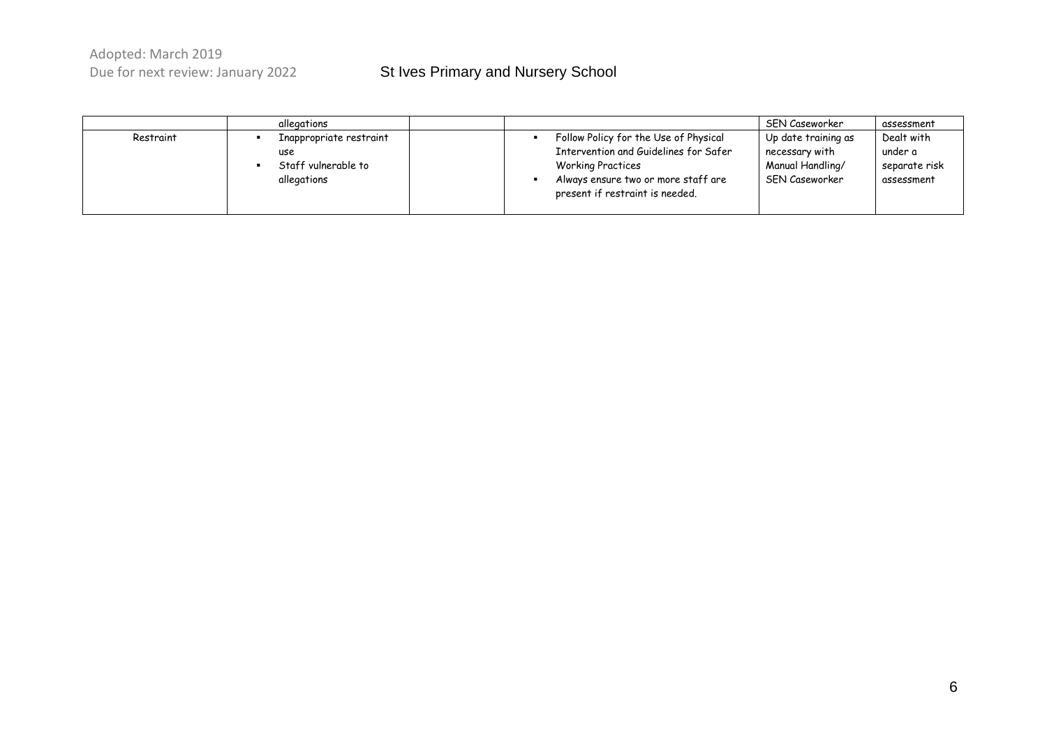| | | | | | |
|---|---|---|---|---|---|
| | allegations | | | SEN Caseworker | assessment |
| Restraint | ▪ Inappropriate restraint use<br>▪ Staff vulnerable to allegations | | ▪ Follow Policy for the Use of Physical Intervention and Guidelines for Safer Working Practices<br>▪ Always ensure two or more staff are present if restraint is needed. | Up date training as necessary with Manual Handling/ SEN Caseworker | Dealt with under a separate risk assessment |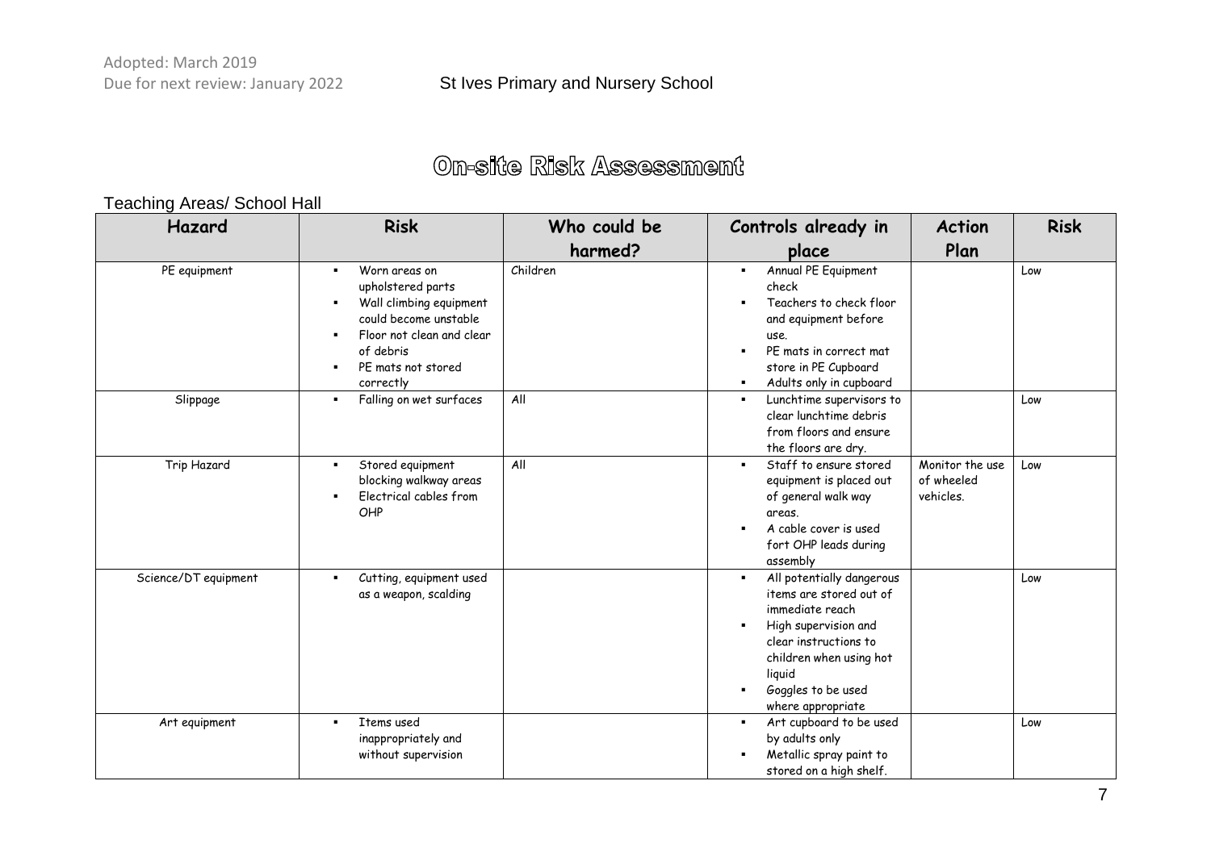# On-site Risk Assessment

Teaching Areas/ School Hall

| Hazard | Risk | Who could be harmed? | Controls already in place | Action Plan | Risk |
|---|---|---|---|---|---|
| PE equipment | ▪ Worn areas on upholstered parts<br>▪ Wall climbing equipment could become unstable<br>▪ Floor not clean and clear of debris<br>▪ PE mats not stored correctly | Children | ▪ Annual PE Equipment check<br>▪ Teachers to check floor and equipment before use.<br>▪ PE mats in correct mat store in PE Cupboard<br>▪ Adults only in cupboard | | Low |
| Slippage | ▪ Falling on wet surfaces | All | ▪ Lunchtime supervisors to clear lunchtime debris from floors and ensure the floors are dry. | | Low |
| Trip Hazard | ▪ Stored equipment blocking walkway areas<br>▪ Electrical cables from OHP | All | ▪ Staff to ensure stored equipment is placed out of general walk way areas.<br>▪ A cable cover is used fort OHP leads during assembly | Monitor the use of wheeled vehicles. | Low |
| Science/DT equipment | ▪ Cutting, equipment used as a weapon, scalding | | ▪ All potentially dangerous items are stored out of immediate reach<br>▪ High supervision and clear instructions to children when using hot liquid<br>▪ Goggles to be used where appropriate | | Low |
| Art equipment | ▪ Items used inappropriately and without supervision | | ▪ Art cupboard to be used by adults only<br>▪ Metallic spray paint to stored on a high shelf. | | Low |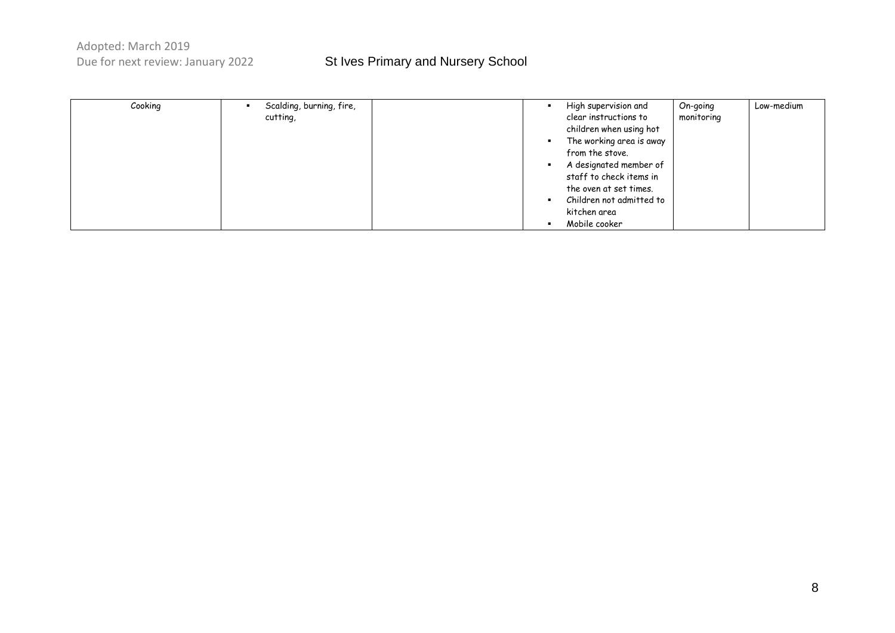| Cooking | ▪ Scalding, burning, fire, cutting, | | ▪ High supervision and clear instructions to children when using hot<br>▪ The working area is away from the stove.<br>▪ A designated member of staff to check items in the oven at set times.<br>▪ Children not admitted to kitchen area<br>▪ Mobile cooker | On-going monitoring | Low-medium |
|---|---|---|---|---|---|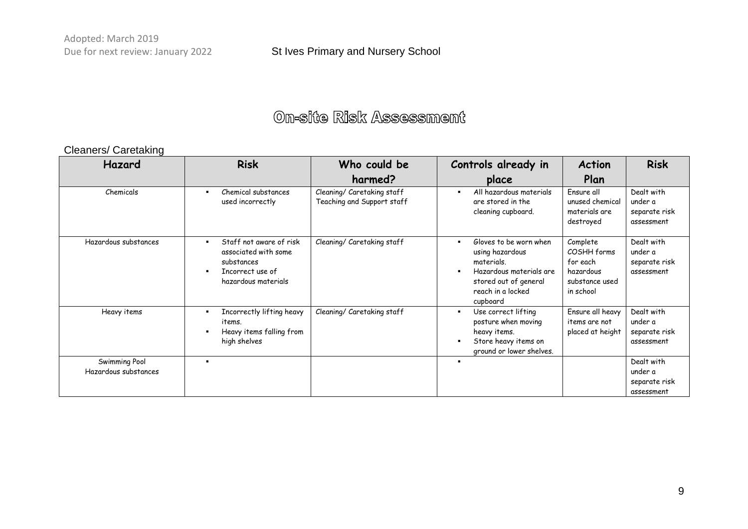# On-site Risk Assessment

Cleaners/ Caretaking

| Hazard | Risk | Who could be harmed? | Controls already in place | Action Plan | Risk |
|---|---|---|---|---|---|
| Chemicals | - Chemical substances used incorrectly | Cleaning/ Caretaking staff<br>Teaching and Support staff | - All hazardous materials are stored in the cleaning cupboard. | Ensure all unused chemical materials are destroyed | Dealt with under a separate risk assessment |
| Hazardous substances | - Staff not aware of risk associated with some substances<br>- Incorrect use of hazardous materials | Cleaning/ Caretaking staff | - Gloves to be worn when using hazardous materials.<br>- Hazardous materials are stored out of general reach in a locked cupboard | Complete COSHH forms for each hazardous substance used in school | Dealt with under a separate risk assessment |
| Heavy items | - Incorrectly lifting heavy items.<br>- Heavy items falling from high shelves | Cleaning/ Caretaking staff | - Use correct lifting posture when moving heavy items.<br>- Store heavy items on ground or lower shelves. | Ensure all heavy items are not placed at height | Dealt with under a separate risk assessment |
| Swimming Pool<br>Hazardous substances | - | | - | | Dealt with under a separate risk assessment |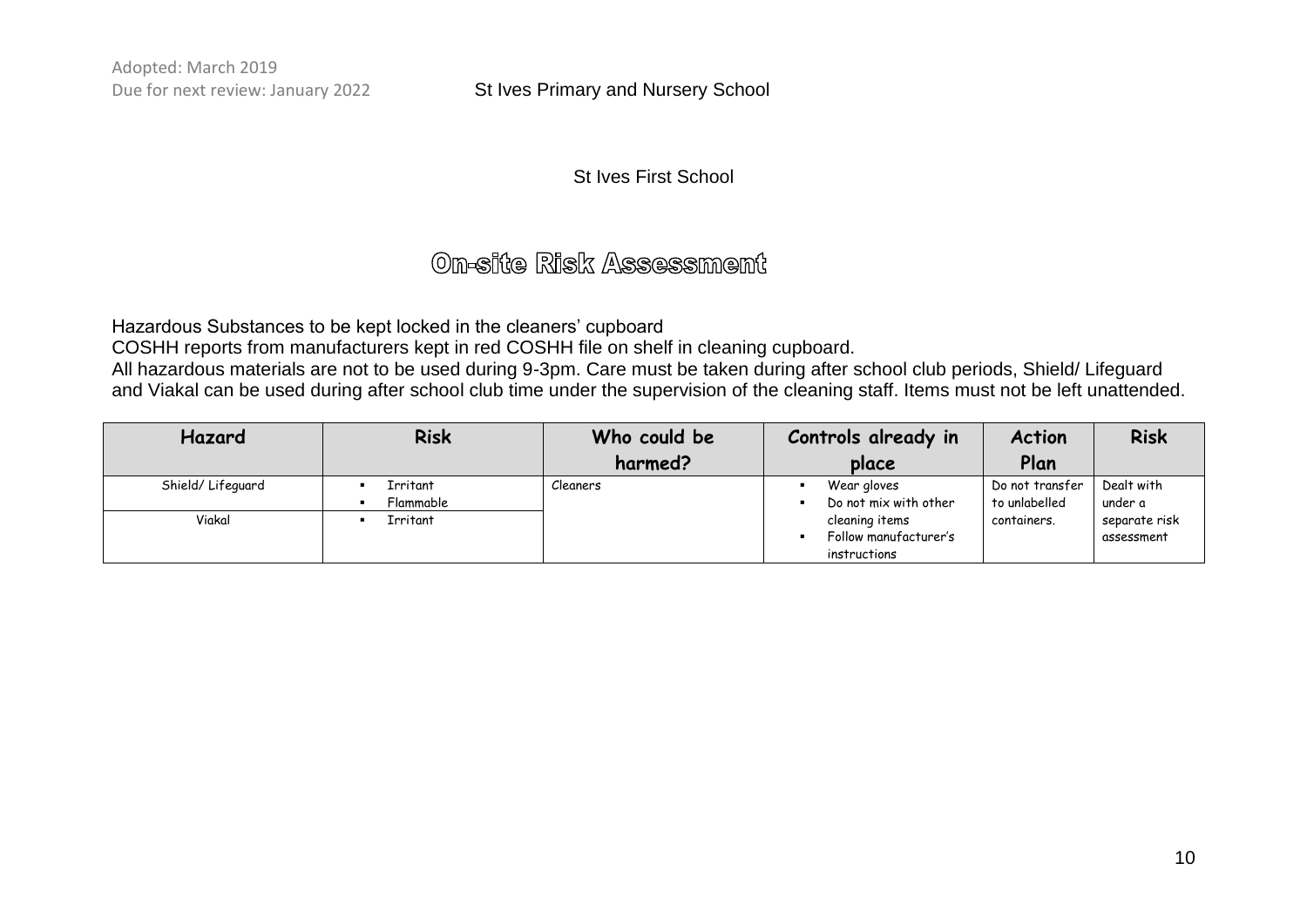St Ives First School

# On-site Risk Assessment

Hazardous Substances to be kept locked in the cleaners' cupboard
COSHH reports from manufacturers kept in red COSHH file on shelf in cleaning cupboard.
All hazardous materials are not to be used during 9-3pm. Care must be taken during after school club periods, Shield/ Lifeguard and Viakal can be used during after school club time under the supervision of the cleaning staff. Items must not be left unattended.

| Hazard | Risk | Who could be harmed? | Controls already in place | Action Plan | Risk |
|---|---|---|---|---|---|
| Shield/ Lifeguard | ▪ Irritant<br>▪ Flammable | Cleaners | ▪ Wear gloves<br>▪ Do not mix with other cleaning items<br>▪ Follow manufacturer's instructions | Do not transfer to unlabelled containers. | Dealt with under a separate risk assessment |
| Viakal | ▪ Irritant | | | | |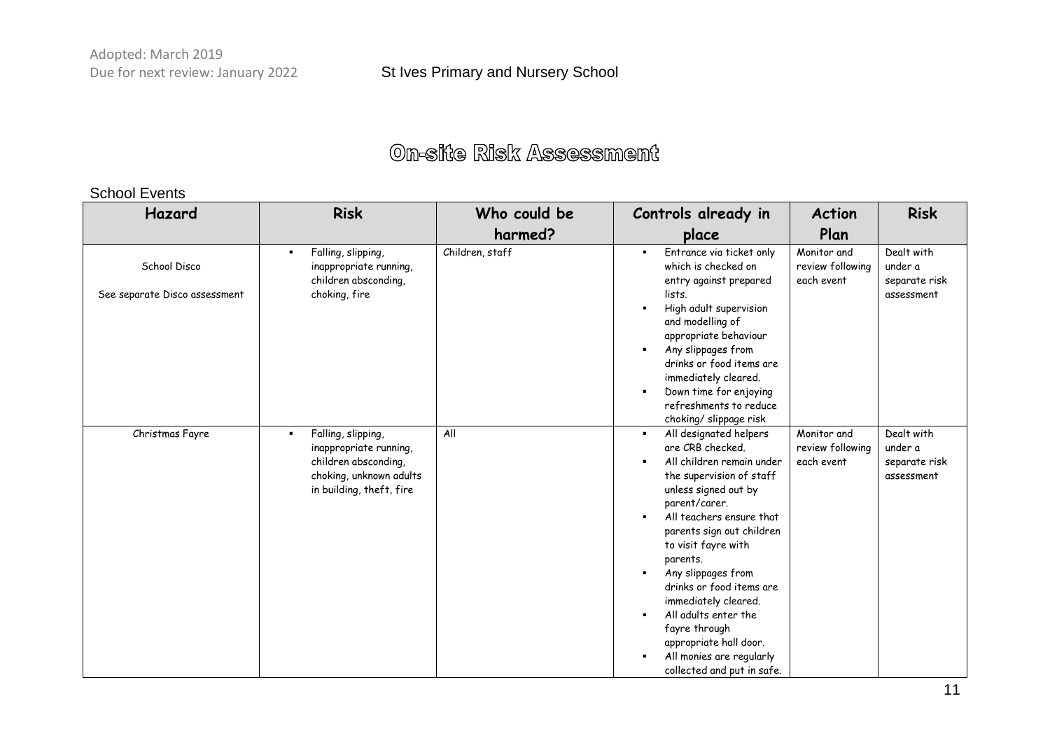# On-site Risk Assessment

School Events

| Hazard | Risk | Who could be harmed? | Controls already in place | Action Plan | Risk |
|---|---|---|---|---|---|
| School Disco<br><br>See separate Disco assessment | ▪ Falling, slipping, inappropriate running, children absconding, choking, fire | Children, staff | ▪ Entrance via ticket only which is checked on entry against prepared lists.<br>▪ High adult supervision and modelling of appropriate behaviour<br>▪ Any slippages from drinks or food items are immediately cleared.<br>▪ Down time for enjoying refreshments to reduce choking/ slippage risk | Monitor and review following each event | Dealt with under a separate risk assessment |
| Christmas Fayre | ▪ Falling, slipping, inappropriate running, children absconding, choking, unknown adults in building, theft, fire | All | ▪ All designated helpers are CRB checked.<br>▪ All children remain under the supervision of staff unless signed out by parent/carer.<br>▪ All teachers ensure that parents sign out children to visit fayre with parents.<br>▪ Any slippages from drinks or food items are immediately cleared.<br>▪ All adults enter the fayre through appropriate hall door.<br>▪ All monies are regularly collected and put in safe. | Monitor and review following each event | Dealt with under a separate risk assessment |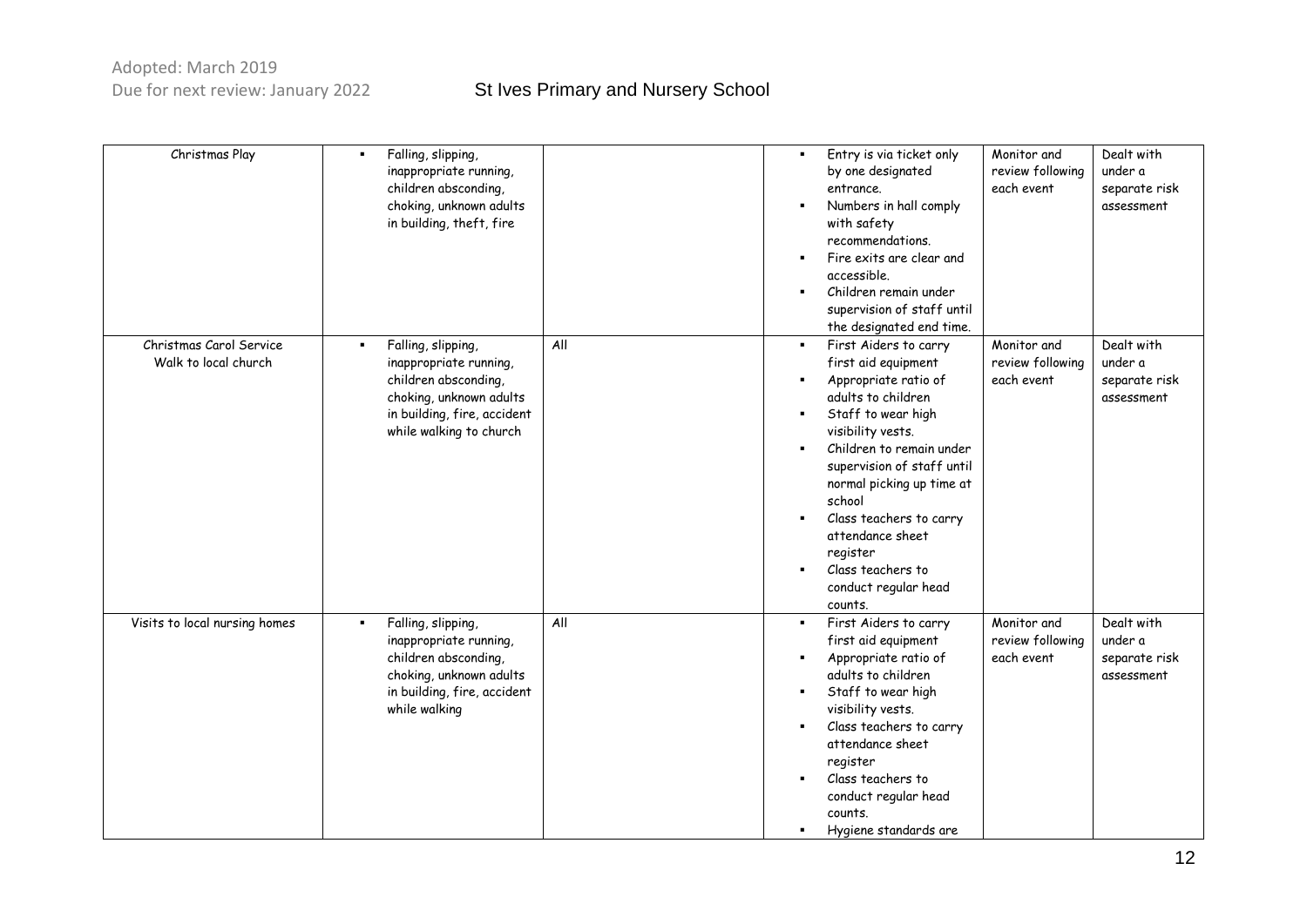| | | | | | |
|---|---|---|---|---|---|
| Christmas Play | ▪ Falling, slipping, inappropriate running, children absconding, choking, unknown adults in building, theft, fire | | ▪ Entry is via ticket only by one designated entrance.<br>▪ Numbers in hall comply with safety recommendations.<br>▪ Fire exits are clear and accessible.<br>▪ Children remain under supervision of staff until the designated end time. | Monitor and review following each event | Dealt with under a separate risk assessment |
| Christmas Carol Service Walk to local church | ▪ Falling, slipping, inappropriate running, children absconding, choking, unknown adults in building, fire, accident while walking to church | All | ▪ First Aiders to carry first aid equipment<br>▪ Appropriate ratio of adults to children<br>▪ Staff to wear high visibility vests.<br>▪ Children to remain under supervision of staff until normal picking up time at school<br>▪ Class teachers to carry attendance sheet register<br>▪ Class teachers to conduct regular head counts. | Monitor and review following each event | Dealt with under a separate risk assessment |
| Visits to local nursing homes | ▪ Falling, slipping, inappropriate running, children absconding, choking, unknown adults in building, fire, accident while walking | All | ▪ First Aiders to carry first aid equipment<br>▪ Appropriate ratio of adults to children<br>▪ Staff to wear high visibility vests.<br>▪ Class teachers to carry attendance sheet register<br>▪ Class teachers to conduct regular head counts.<br>▪ Hygiene standards are | Monitor and review following each event | Dealt with under a separate risk assessment |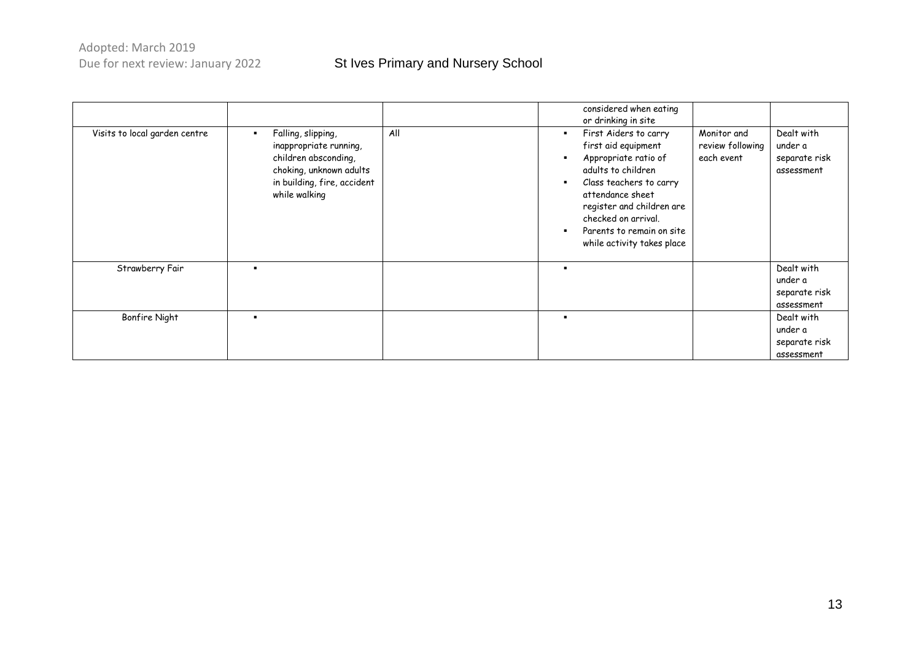| | | | | | |
|---|---|---|---|---|---|
| | | | considered when eating or drinking in site | | |
| Visits to local garden centre | ▪ Falling, slipping, inappropriate running, children absconding, choking, unknown adults in building, fire, accident while walking | All | ▪ First Aiders to carry first aid equipment<br>▪ Appropriate ratio of adults to children<br>▪ Class teachers to carry attendance sheet register and children are checked on arrival.<br>▪ Parents to remain on site while activity takes place | Monitor and review following each event | Dealt with under a separate risk assessment |
| Strawberry Fair | ▪ | | ▪ | | Dealt with under a separate risk assessment |
| Bonfire Night | ▪ | | ▪ | | Dealt with under a separate risk assessment |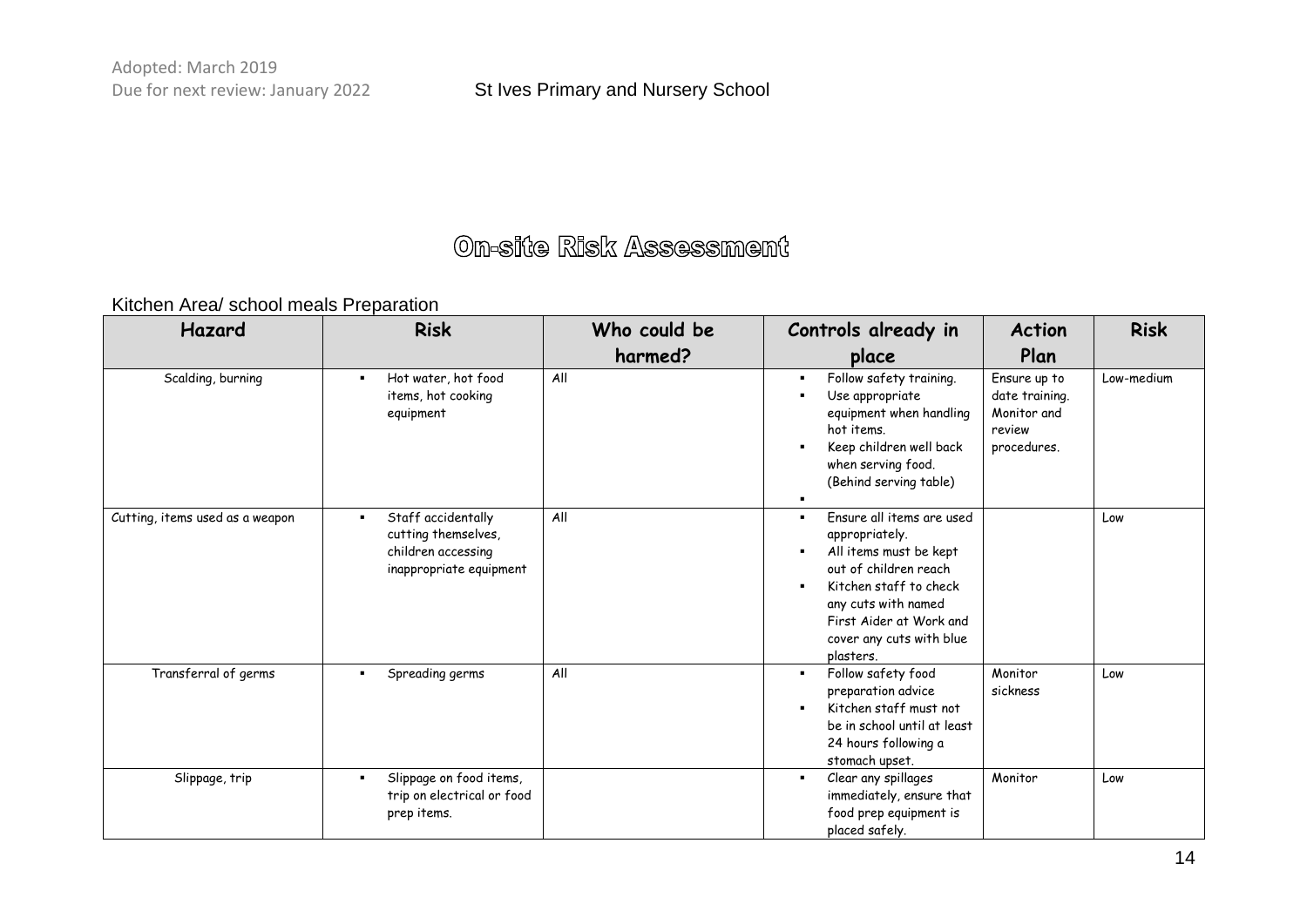# On-site Risk Assessment

Kitchen Area/ school meals Preparation

| Hazard | Risk | Who could be harmed? | Controls already in place | Action Plan | Risk |
|---|---|---|---|---|---|
| Scalding, burning | ▪ Hot water, hot food items, hot cooking equipment | All | ▪ Follow safety training.<br>▪ Use appropriate equipment when handling hot items.<br>▪ Keep children well back when serving food. (Behind serving table)<br>▪ | Ensure up to date training. Monitor and review procedures. | Low-medium |
| Cutting, items used as a weapon | ▪ Staff accidentally cutting themselves, children accessing inappropriate equipment | All | ▪ Ensure all items are used appropriately.<br>▪ All items must be kept out of children reach<br>▪ Kitchen staff to check any cuts with named First Aider at Work and cover any cuts with blue plasters. | | Low |
| Transferral of germs | ▪ Spreading germs | All | ▪ Follow safety food preparation advice<br>▪ Kitchen staff must not be in school until at least 24 hours following a stomach upset. | Monitor sickness | Low |
| Slippage, trip | ▪ Slippage on food items, trip on electrical or food prep items. | | ▪ Clear any spillages immediately, ensure that food prep equipment is placed safely. | Monitor | Low |